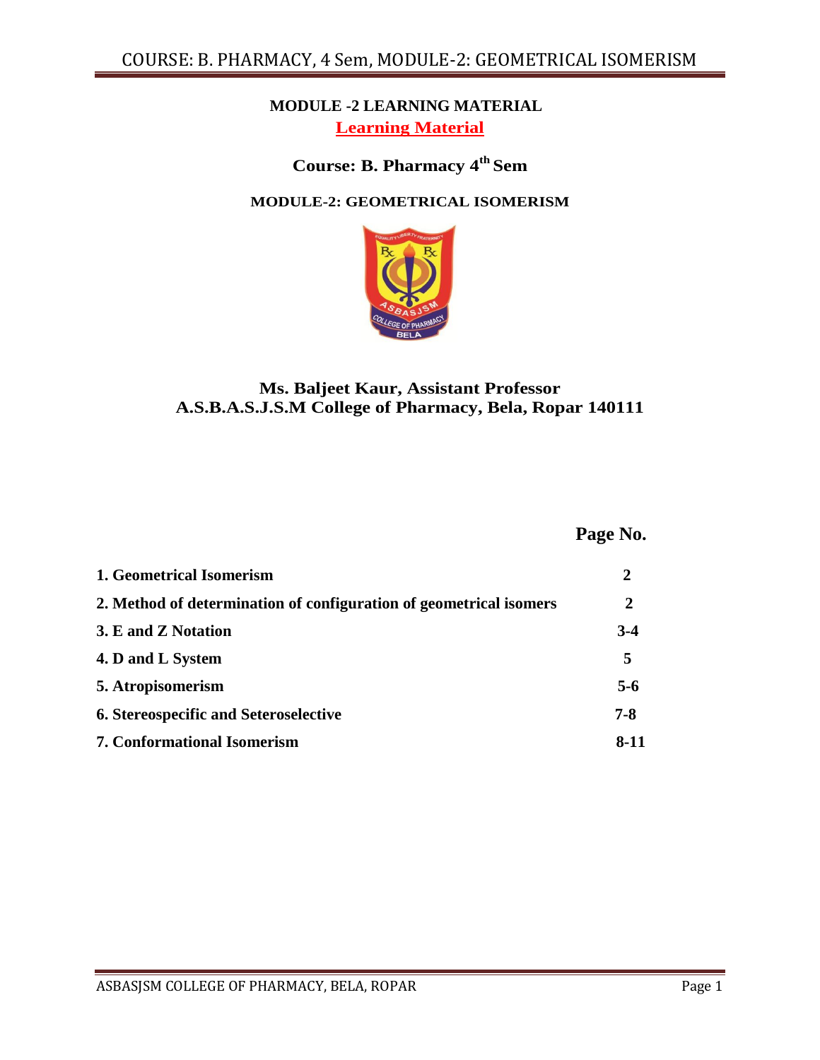**MODULE -2 LEARNING MATERIAL**

**Learning Material**

## Course: B. Pharmacy 4th Sem

### MODULE-2: GEOMETRICAL ISOMERISM

**Ms. Baljeet Kaur, Assistant Professor**
**A.S.B.A.S.J.S.M College of Pharmacy, Bela, Ropar 140111**

| | Page No. |
|---|---|
| **1. Geometrical Isomerism** | **2** |
| **2. Method of determination of configuration of geometrical isomers** | **2** |
| **3. E and Z Notation** | **3-4** |
| **4. D and L System** | **5** |
| **5. Atropisomerism** | **5-6** |
| **6. Stereospecific and Seteroselective** | **7-8** |
| **7. Conformational Isomerism** | **8-11** |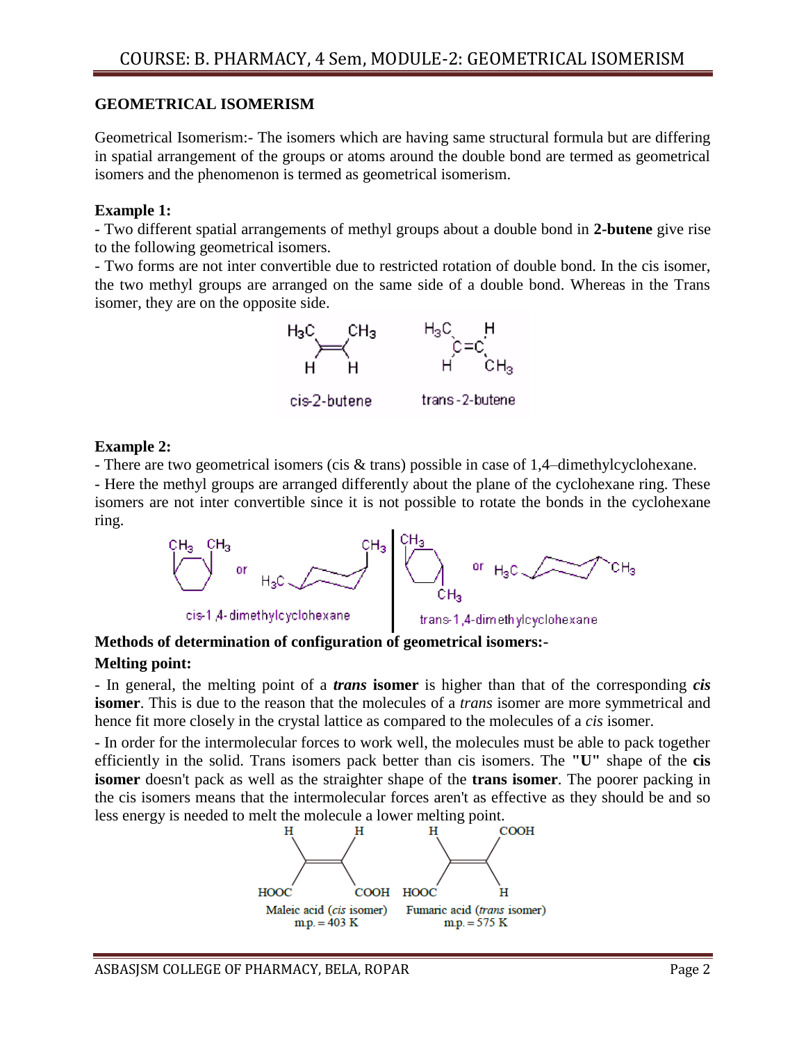## GEOMETRICAL ISOMERISM

Geometrical Isomerism:- The isomers which are having same structural formula but are differing in spatial arrangement of the groups or atoms around the double bond are termed as geometrical isomers and the phenomenon is termed as geometrical isomerism.

**Example 1:**

- Two different spatial arrangements of methyl groups about a double bond in **2-butene** give rise to the following geometrical isomers.
- Two forms are not inter convertible due to restricted rotation of double bond. In the cis isomer, the two methyl groups are arranged on the same side of a double bond. Whereas in the Trans isomer, they are on the opposite side.

cis-2-butene          trans-2-butene

**Example 2:**

- There are two geometrical isomers (cis & trans) possible in case of 1,4–dimethylcyclohexane.
- Here the methyl groups are arranged differently about the plane of the cyclohexane ring. These isomers are not inter convertible since it is not possible to rotate the bonds in the cyclohexane ring.

cis-1,4-dimethylcyclohexane          trans-1,4-dimethylcyclohexane

**Methods of determination of configuration of geometrical isomers:-**

**Melting point:**

- In general, the melting point of a ***trans*** **isomer** is higher than that of the corresponding ***cis*** **isomer**. This is due to the reason that the molecules of a *trans* isomer are more symmetrical and hence fit more closely in the crystal lattice as compared to the molecules of a *cis* isomer.
- In order for the intermolecular forces to work well, the molecules must be able to pack together efficiently in the solid. Trans isomers pack better than cis isomers. The **"U"** shape of the **cis isomer** doesn't pack as well as the straighter shape of the **trans isomer**. The poorer packing in the cis isomers means that the intermolecular forces aren't as effective as they should be and so less energy is needed to melt the molecule a lower melting point.

Maleic acid (*cis* isomer) m.p. = 403 K          Fumaric acid (*trans* isomer) m.p. = 575 K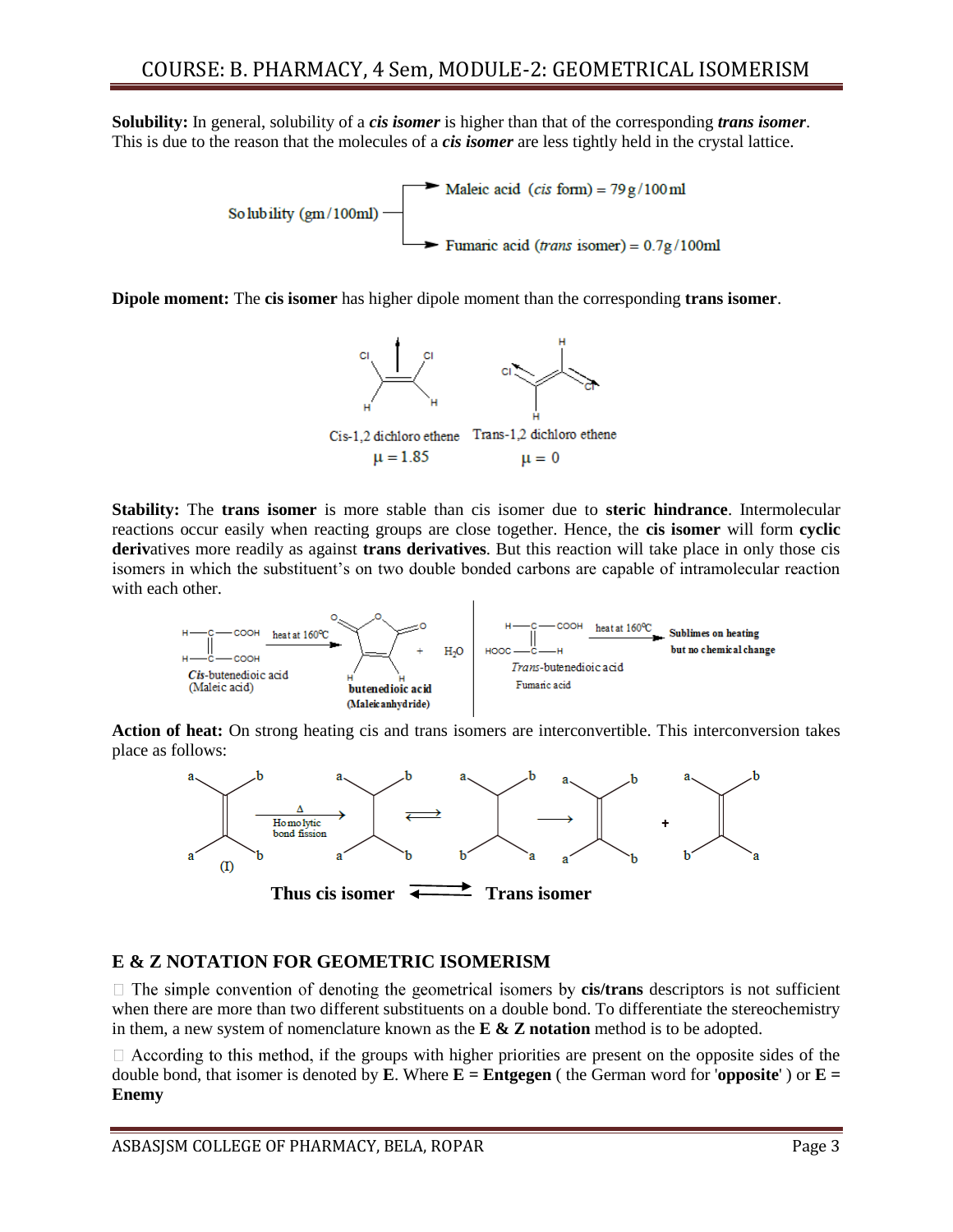**Solubility:** In general, solubility of a ***cis isomer*** is higher than that of the corresponding ***trans isomer***. This is due to the reason that the molecules of a ***cis isomer*** are less tightly held in the crystal lattice.

Solubility (gm/100ml)
- Maleic acid (*cis* form) = 79 g/100 ml
- Fumaric acid (*trans* isomer) = 0.7 g/100 ml

**Dipole moment:** The **cis isomer** has higher dipole moment than the corresponding **trans isomer**.

Cis-1,2 dichloro ethene $\mu = 1.85$ Trans-1,2 dichloro ethene $\mu = 0$

**Stability:** The **trans isomer** is more stable than cis isomer due to **steric hindrance**. Intermolecular reactions occur easily when reacting groups are close together. Hence, the **cis isomer** will form **cyclic derivatives** more readily as against **trans derivatives**. But this reaction will take place in only those cis isomers in which the substituent's on two double bonded carbons are capable of intramolecular reaction with each other.

*Cis*-butenedioic acid (Maleic acid) —heat at 160°C→ butenedioic acid (Maleic anhydride) + $H_2O$

*Trans*-butenedioic acid (Fumaric acid) —heat at 160°C→ Sublimes on heating but no chemical change

**Action of heat:** On strong heating cis and trans isomers are interconvertible. This interconversion takes place as follows:

(I) —Δ, Homolytic bond fission→

**Thus cis isomer ⇌ Trans isomer**

## E & Z NOTATION FOR GEOMETRIC ISOMERISM

- The simple convention of denoting the geometrical isomers by **cis/trans** descriptors is not sufficient when there are more than two different substituents on a double bond. To differentiate the stereochemistry in them, a new system of nomenclature known as the **E & Z notation** method is to be adopted.
- According to this method, if the groups with higher priorities are present on the opposite sides of the double bond, that isomer is denoted by **E**. Where **E = Entgegen** ( the German word for '**opposite**' ) or **E = Enemy**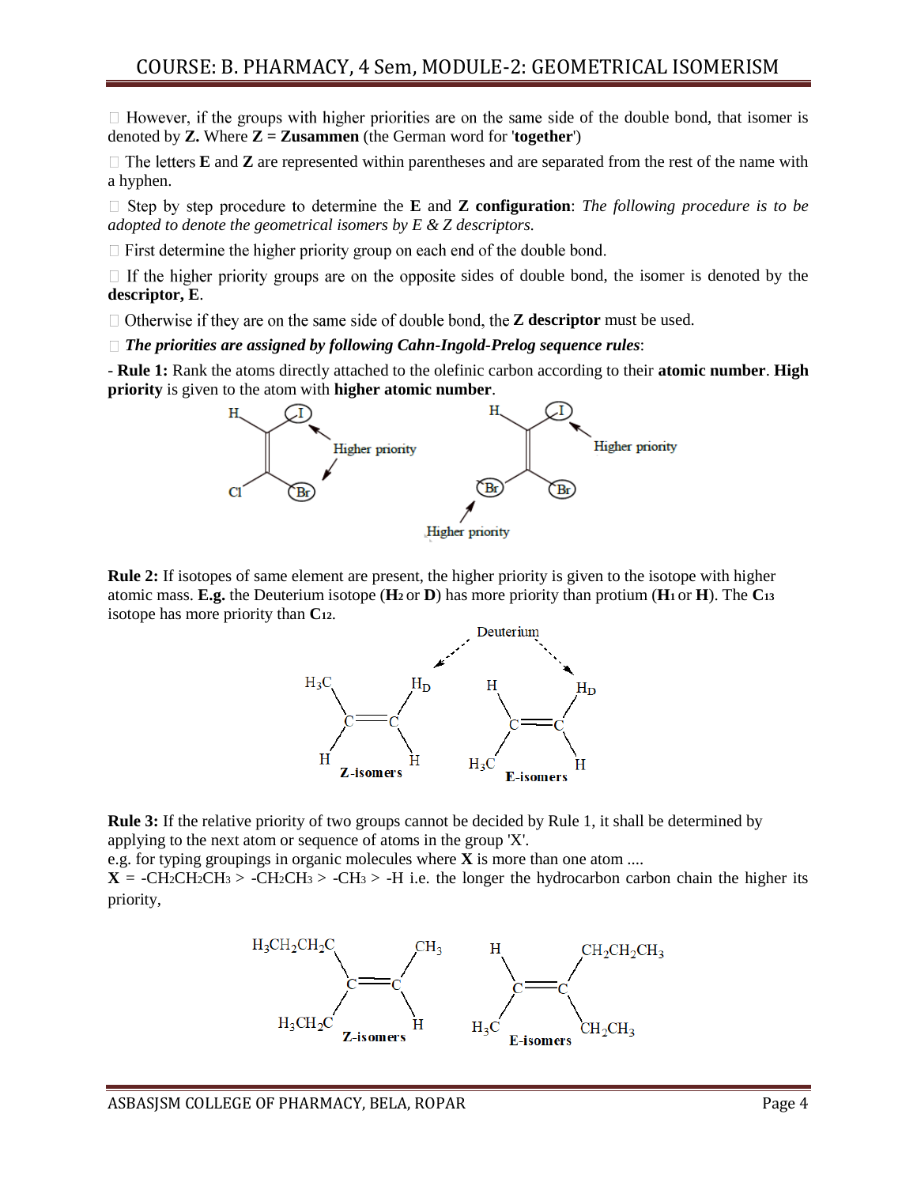- However, if the groups with higher priorities are on the same side of the double bond, that isomer is denoted by **Z.** Where **Z = Zusammen** (the German word for '**together**')
- The letters **E** and **Z** are represented within parentheses and are separated from the rest of the name with a hyphen.
- Step by step procedure to determine the **E** and **Z configuration**: *The following procedure is to be adopted to denote the geometrical isomers by E & Z descriptors.*
- First determine the higher priority group on each end of the double bond.
- If the higher priority groups are on the opposite sides of double bond, the isomer is denoted by the **descriptor, E**.
- Otherwise if they are on the same side of double bond, the **Z descriptor** must be used.
- ***The priorities are assigned by following Cahn-Ingold-Prelog sequence rules***:

\- **Rule 1:** Rank the atoms directly attached to the olefinic carbon according to their **atomic number**. **High priority** is given to the atom with **higher atomic number**.

**Rule 2:** If isotopes of same element are present, the higher priority is given to the isotope with higher atomic mass. **E.g.** the Deuterium isotope (**$H_2$** or **D**) has more priority than protium (**$H_1$** or **H**). The **$C_{13}$** isotope has more priority than **$C_{12}$**.

**Rule 3:** If the relative priority of two groups cannot be decided by Rule 1, it shall be determined by applying to the next atom or sequence of atoms in the group 'X'.
e.g. for typing groupings in organic molecules where **X** is more than one atom ....
**X** = $-CH_2CH_2CH_3 > -CH_2CH_3 > -CH_3 > -H$ i.e. the longer the hydrocarbon carbon chain the higher its priority,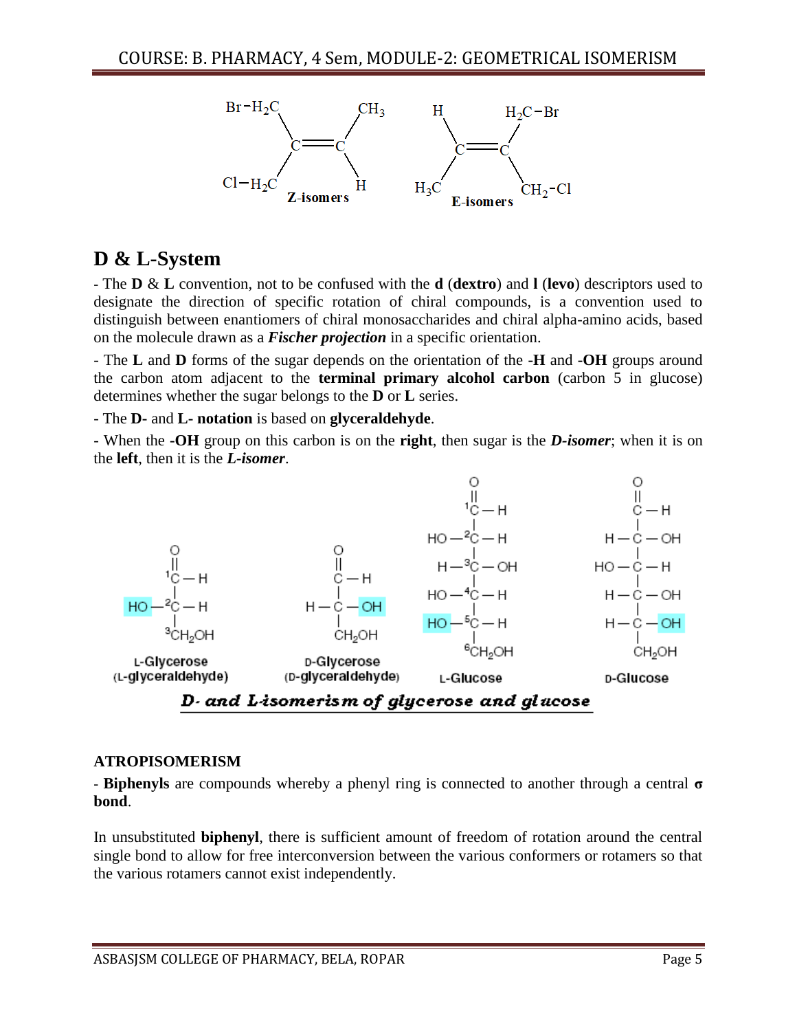Z-isomers

E-isomers

## D & L-System

- The **D** & **L** convention, not to be confused with the **d** (**dextro**) and **l** (**levo**) descriptors used to designate the direction of specific rotation of chiral compounds, is a convention used to distinguish between enantiomers of chiral monosaccharides and chiral alpha-amino acids, based on the molecule drawn as a ***Fischer projection*** in a specific orientation.

- The **L** and **D** forms of the sugar depends on the orientation of the **-H** and **-OH** groups around the carbon atom adjacent to the **terminal primary alcohol carbon** (carbon 5 in glucose) determines whether the sugar belongs to the **D** or **L** series.

- The **D-** and **L- notation** is based on **glyceraldehyde**.

- When the **-OH** group on this carbon is on the **right**, then sugar is the ***D-isomer***; when it is on the **left**, then it is the ***L-isomer***.

L-Glycerose (L-glyceraldehyde)    D-Glycerose (D-glyceraldehyde)    L-Glucose    D-Glucose

***D- and L-isomerism of glycerose and glucose***

**ATROPISOMERISM**

- **Biphenyls** are compounds whereby a phenyl ring is connected to another through a central **σ bond**.

In unsubstituted **biphenyl**, there is sufficient amount of freedom of rotation around the central single bond to allow for free interconversion between the various conformers or rotamers so that the various rotamers cannot exist independently.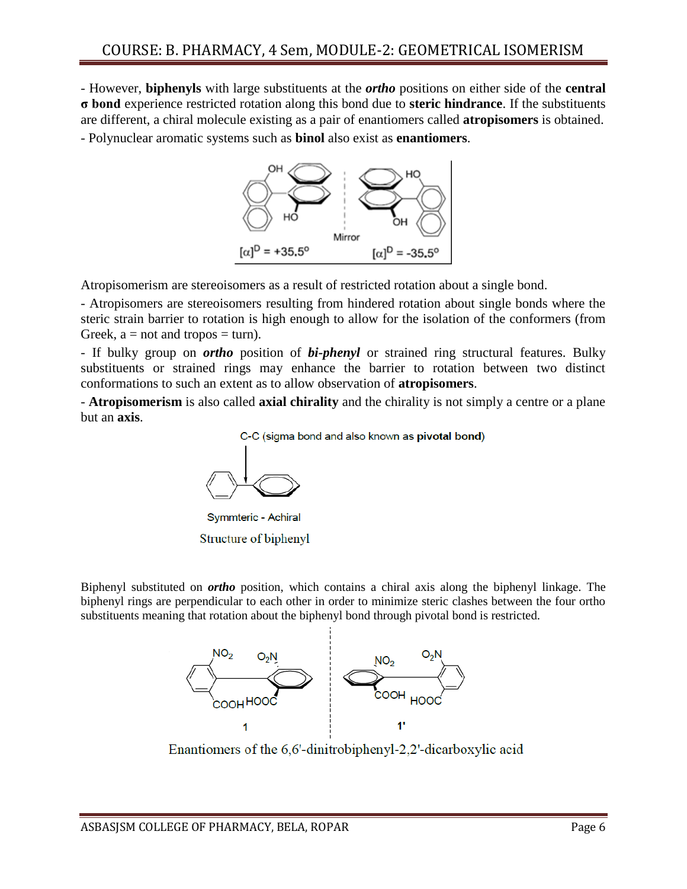- However, **biphenyls** with large substituents at the ***ortho*** positions on either side of the **central σ bond** experience restricted rotation along this bond due to **steric hindrance**. If the substituents are different, a chiral molecule existing as a pair of enantiomers called **atropisomers** is obtained.

- Polynuclear aromatic systems such as **binol** also exist as **enantiomers**.

$[\alpha]^D = +35.5°$ Mirror $[\alpha]^D = -35.5°$

Atropisomerism are stereoisomers as a result of restricted rotation about a single bond.

- Atropisomers are stereoisomers resulting from hindered rotation about single bonds where the steric strain barrier to rotation is high enough to allow for the isolation of the conformers (from Greek, a = not and tropos = turn).

- If bulky group on ***ortho*** position of ***bi-phenyl*** or strained ring structural features. Bulky substituents or strained rings may enhance the barrier to rotation between two distinct conformations to such an extent as to allow observation of **atropisomers**.

- **Atropisomerism** is also called **axial chirality** and the chirality is not simply a centre or a plane but an **axis**.

C-C (sigma bond and also known as **pivotal bond**)

Symmteric - Achiral

Structure of biphenyl

Biphenyl substituted on ***ortho*** position, which contains a chiral axis along the biphenyl linkage. The biphenyl rings are perpendicular to each other in order to minimize steric clashes between the four ortho substituents meaning that rotation about the biphenyl bond through pivotal bond is restricted.

Enantiomers of the 6,6'-dinitrobiphenyl-2,2'-dicarboxylic acid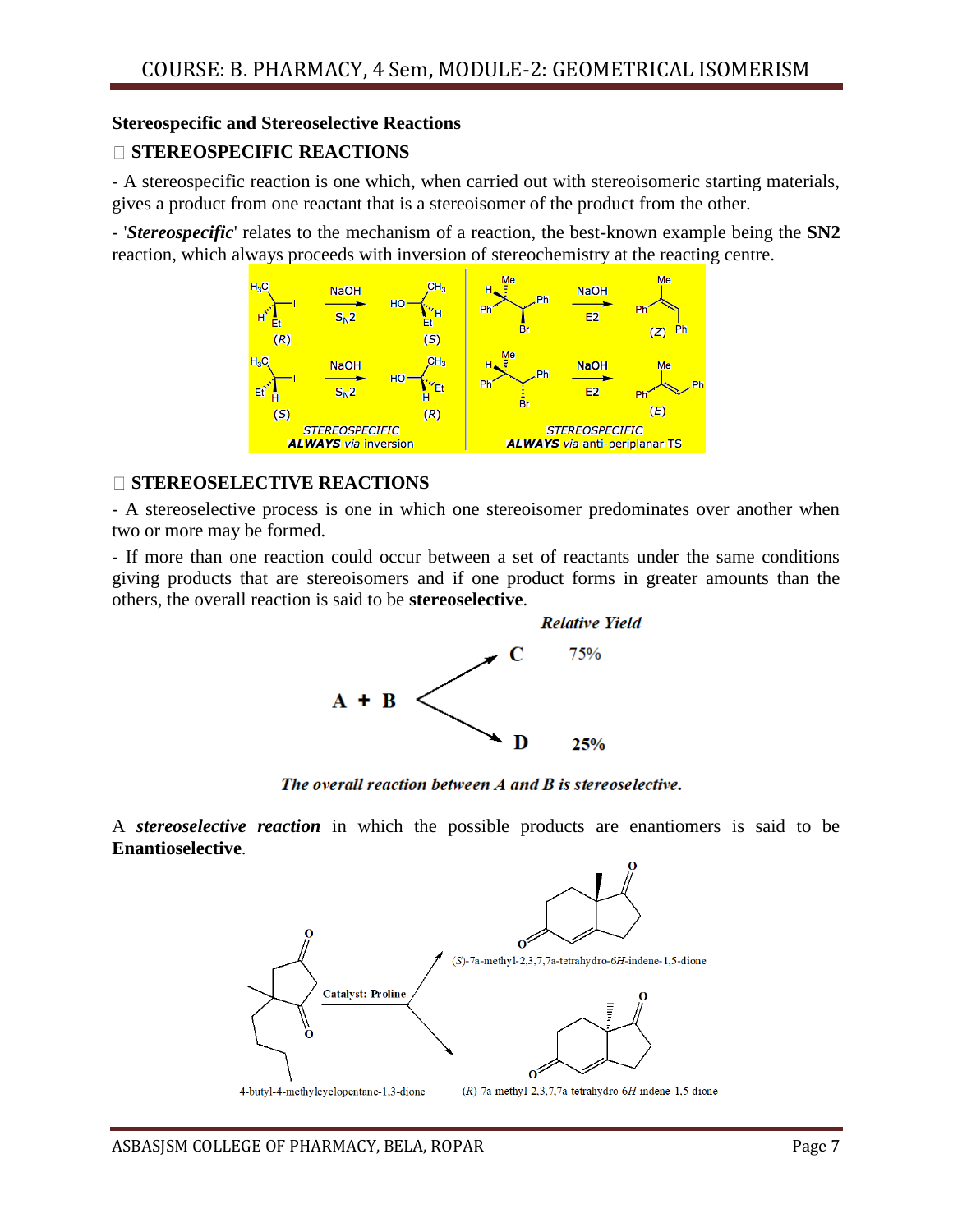### Stereospecific and Stereoselective Reactions

#### STEREOSPECIFIC REACTIONS

- A stereospecific reaction is one which, when carried out with stereoisomeric starting materials, gives a product from one reactant that is a stereoisomer of the product from the other.

- '***Stereospecific***' relates to the mechanism of a reaction, the best-known example being the **SN2** reaction, which always proceeds with inversion of stereochemistry at the reacting centre.

#### STEREOSELECTIVE REACTIONS

- A stereoselective process is one in which one stereoisomer predominates over another when two or more may be formed.

- If more than one reaction could occur between a set of reactants under the same conditions giving products that are stereoisomers and if one product forms in greater amounts than the others, the overall reaction is said to be **stereoselective**.

***The overall reaction between A and B is stereoselective.***

A ***stereoselective reaction*** in which the possible products are enantiomers is said to be **Enantioselective**.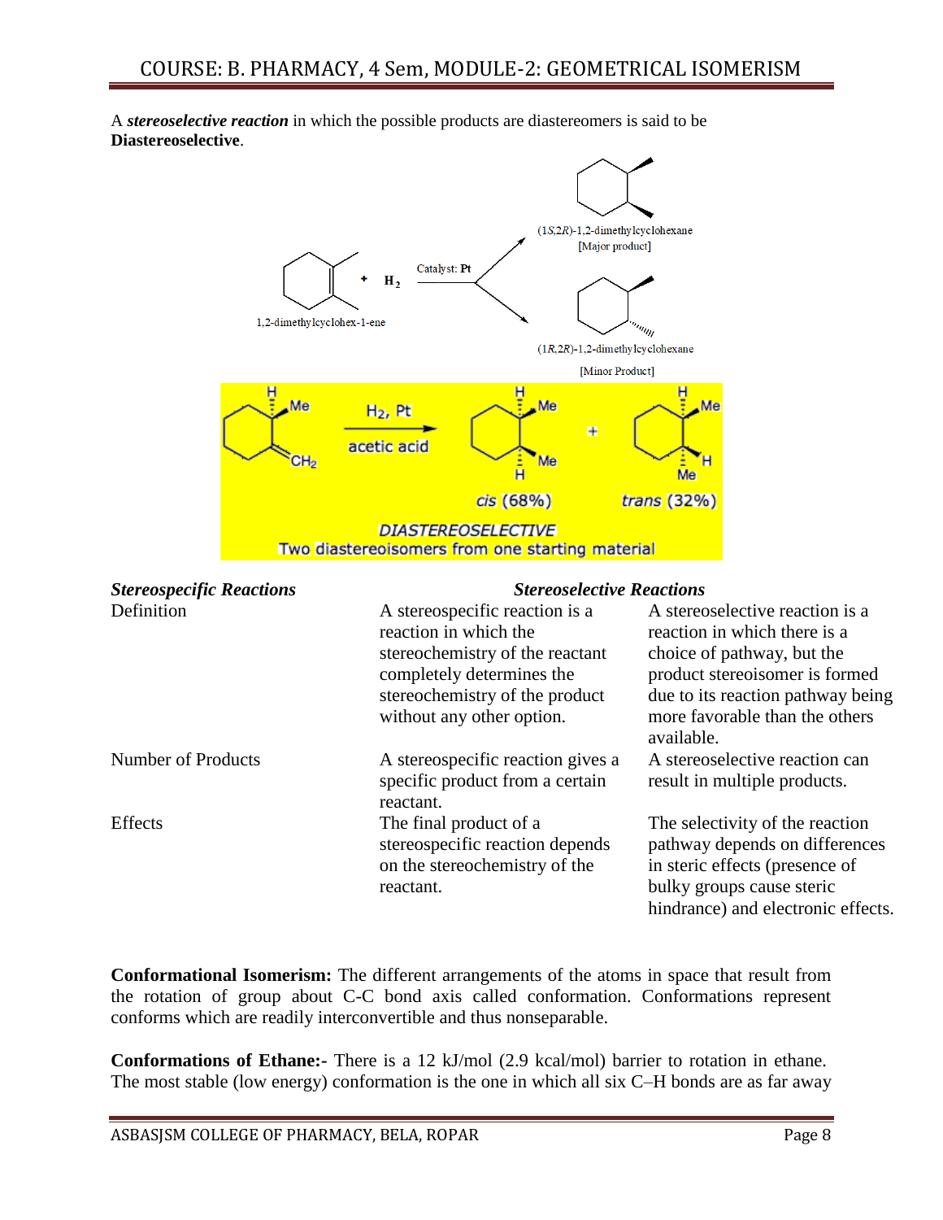A ***stereoselective reaction*** in which the possible products are diastereomers is said to be **Diastereoselective**.

1,2-dimethylcyclohex-1-ene + $H_2$ → Catalyst: **Pt** → (1*S*,2*R*)-1,2-dimethylcyclohexane [Major product] + (1*R*,2*R*)-1,2-dimethylcyclohexane [Minor Product]

$H_2$, Pt, acetic acid → *cis* (68%) + *trans* (32%)

*DIASTEREOSELECTIVE*
Two diastereoisomers from one starting material

| | ***Stereospecific Reactions*** | ***Stereoselective Reactions*** |
|---|---|---|
| Definition | A stereospecific reaction is a reaction in which the stereochemistry of the reactant completely determines the stereochemistry of the product without any other option. | A stereoselective reaction is a reaction in which there is a choice of pathway, but the product stereoisomer is formed due to its reaction pathway being more favorable than the others available. |
| Number of Products | A stereospecific reaction gives a specific product from a certain reactant. | A stereoselective reaction can result in multiple products. |
| Effects | The final product of a stereospecific reaction depends on the stereochemistry of the reactant. | The selectivity of the reaction pathway depends on differences in steric effects (presence of bulky groups cause steric hindrance) and electronic effects. |

**Conformational Isomerism:** The different arrangements of the atoms in space that result from the rotation of group about C-C bond axis called conformation. Conformations represent conforms which are readily interconvertible and thus nonseparable.

**Conformations of Ethane:-** There is a 12 kJ/mol (2.9 kcal/mol) barrier to rotation in ethane. The most stable (low energy) conformation is the one in which all six C–H bonds are as far away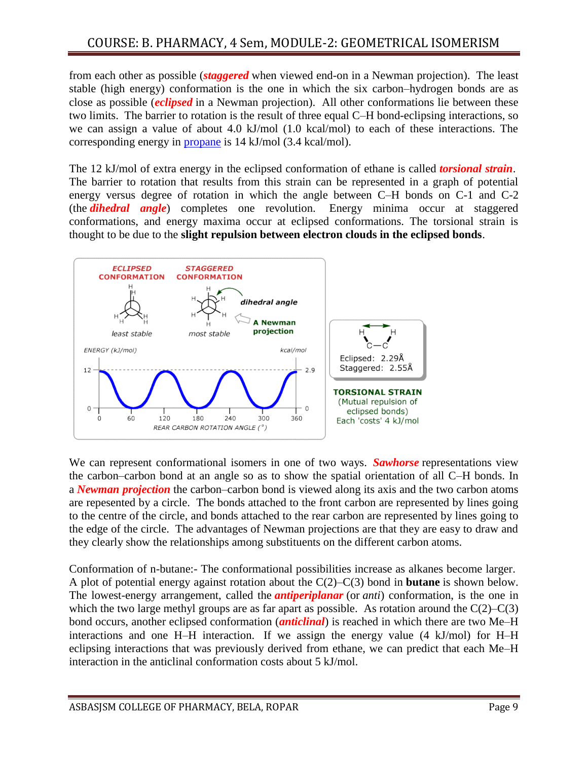from each other as possible (***staggered*** when viewed end-on in a Newman projection). The least stable (high energy) conformation is the one in which the six carbon–hydrogen bonds are as close as possible (***eclipsed*** in a Newman projection). All other conformations lie between these two limits. The barrier to rotation is the result of three equal C–H bond-eclipsing interactions, so we can assign a value of about 4.0 kJ/mol (1.0 kcal/mol) to each of these interactions. The corresponding energy in propane is 14 kJ/mol (3.4 kcal/mol).

The 12 kJ/mol of extra energy in the eclipsed conformation of ethane is called ***torsional strain***. The barrier to rotation that results from this strain can be represented in a graph of potential energy versus degree of rotation in which the angle between C–H bonds on C-1 and C-2 (the ***dihedral angle***) completes one revolution. Energy minima occur at staggered conformations, and energy maxima occur at eclipsed conformations. The torsional strain is thought to be due to the **slight repulsion between electron clouds in the eclipsed bonds**.

We can represent conformational isomers in one of two ways. ***Sawhorse*** representations view the carbon–carbon bond at an angle so as to show the spatial orientation of all C–H bonds. In a ***Newman projection*** the carbon–carbon bond is viewed along its axis and the two carbon atoms are repesented by a circle. The bonds attached to the front carbon are represented by lines going to the centre of the circle, and bonds attached to the rear carbon are represented by lines going to the edge of the circle. The advantages of Newman projections are that they are easy to draw and they clearly show the relationships among substituents on the different carbon atoms.

Conformation of n-butane:- The conformational possibilities increase as alkanes become larger. A plot of potential energy against rotation about the C(2)–C(3) bond in **butane** is shown below. The lowest-energy arrangement, called the ***antiperiplanar*** (or *anti*) conformation, is the one in which the two large methyl groups are as far apart as possible. As rotation around the C(2)–C(3) bond occurs, another eclipsed conformation (***anticlinal***) is reached in which there are two Me–H interactions and one H–H interaction. If we assign the energy value (4 kJ/mol) for H–H eclipsing interactions that was previously derived from ethane, we can predict that each Me–H interaction in the anticlinal conformation costs about 5 kJ/mol.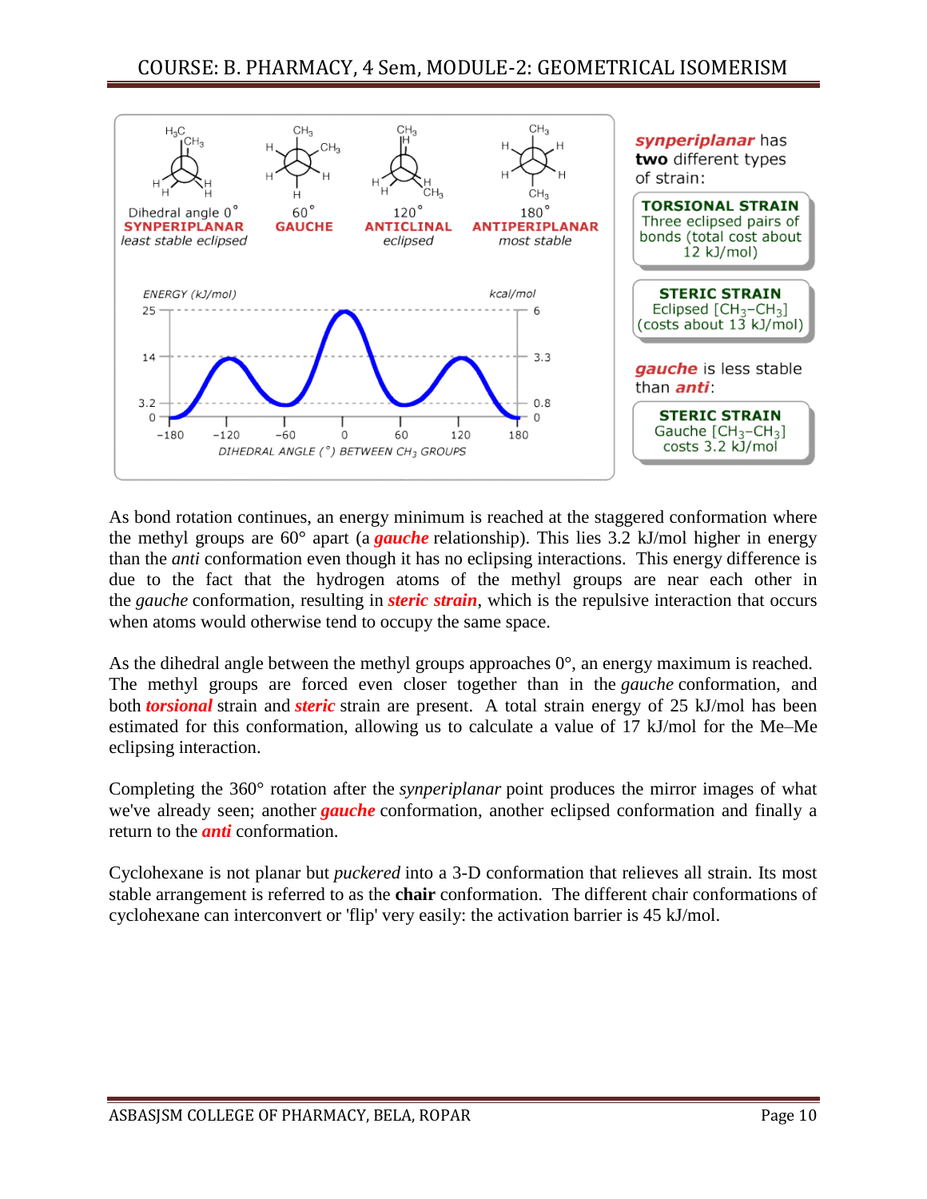synperiplanar has **two** different types of strain:

**TORSIONAL STRAIN**
Three eclipsed pairs of bonds (total cost about 12 kJ/mol)

**STERIC STRAIN**
Eclipsed [$CH_3$–$CH_3$] (costs about 13 kJ/mol)

gauche is less stable than anti:

**STERIC STRAIN**
Gauche [$CH_3$–$CH_3$] costs 3.2 kJ/mol

As bond rotation continues, an energy minimum is reached at the staggered conformation where the methyl groups are 60° apart (a ***gauche*** relationship). This lies 3.2 kJ/mol higher in energy than the *anti* conformation even though it has no eclipsing interactions. This energy difference is due to the fact that the hydrogen atoms of the methyl groups are near each other in the *gauche* conformation, resulting in ***steric strain***, which is the repulsive interaction that occurs when atoms would otherwise tend to occupy the same space.

As the dihedral angle between the methyl groups approaches 0°, an energy maximum is reached. The methyl groups are forced even closer together than in the *gauche* conformation, and both ***torsional*** strain and ***steric*** strain are present. A total strain energy of 25 kJ/mol has been estimated for this conformation, allowing us to calculate a value of 17 kJ/mol for the Me–Me eclipsing interaction.

Completing the 360° rotation after the *synperiplanar* point produces the mirror images of what we've already seen; another ***gauche*** conformation, another eclipsed conformation and finally a return to the ***anti*** conformation.

Cyclohexane is not planar but *puckered* into a 3-D conformation that relieves all strain. Its most stable arrangement is referred to as the **chair** conformation. The different chair conformations of cyclohexane can interconvert or 'flip' very easily: the activation barrier is 45 kJ/mol.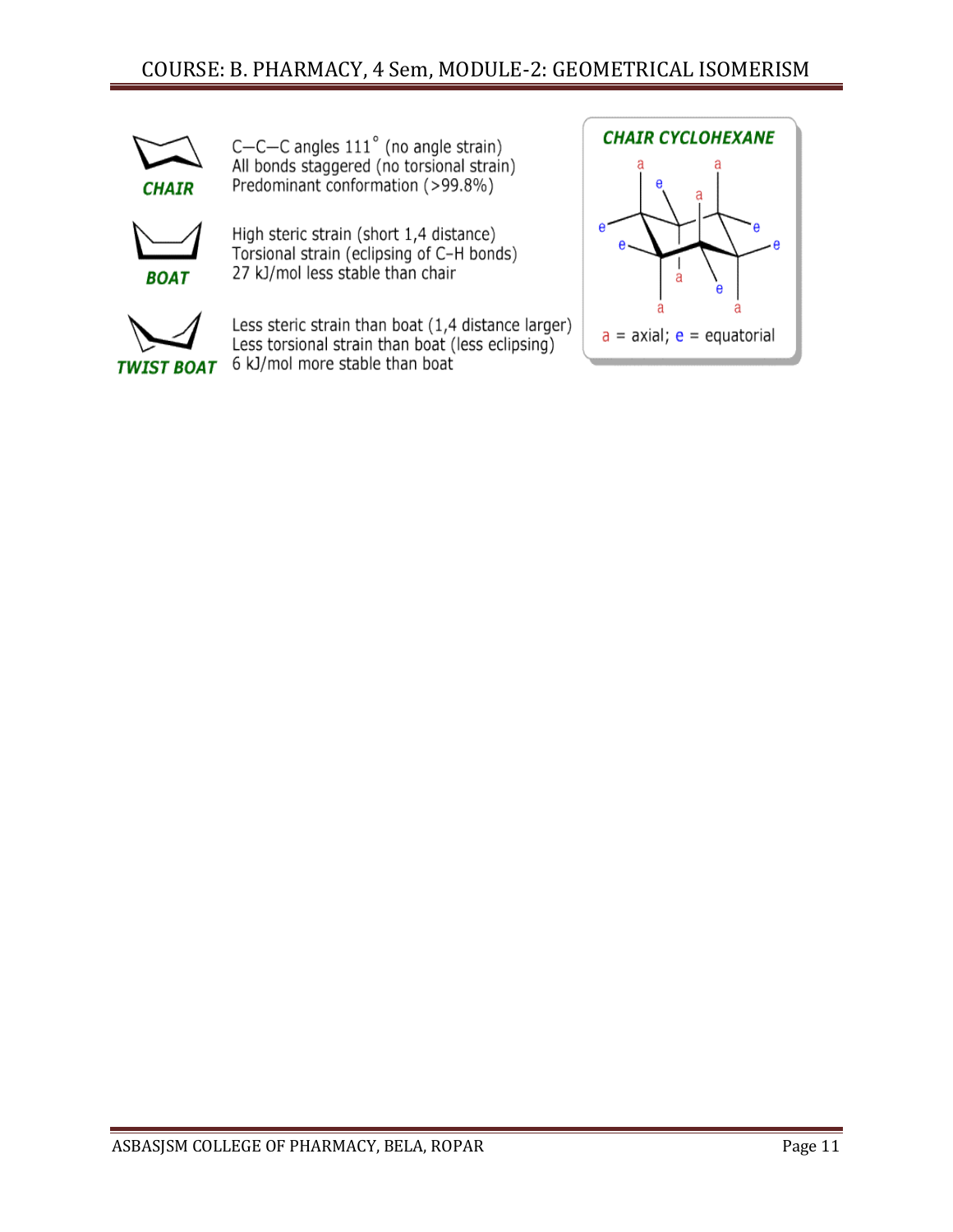CHAIR

C—C—C angles 111° (no angle strain)
All bonds staggered (no torsional strain)
Predominant conformation (>99.8%)

BOAT

High steric strain (short 1,4 distance)
Torsional strain (eclipsing of C–H bonds)
27 kJ/mol less stable than chair

TWIST BOAT

Less steric strain than boat (1,4 distance larger)
Less torsional strain than boat (less eclipsing)
6 kJ/mol more stable than boat

CHAIR CYCLOHEXANE

a = axial; e = equatorial